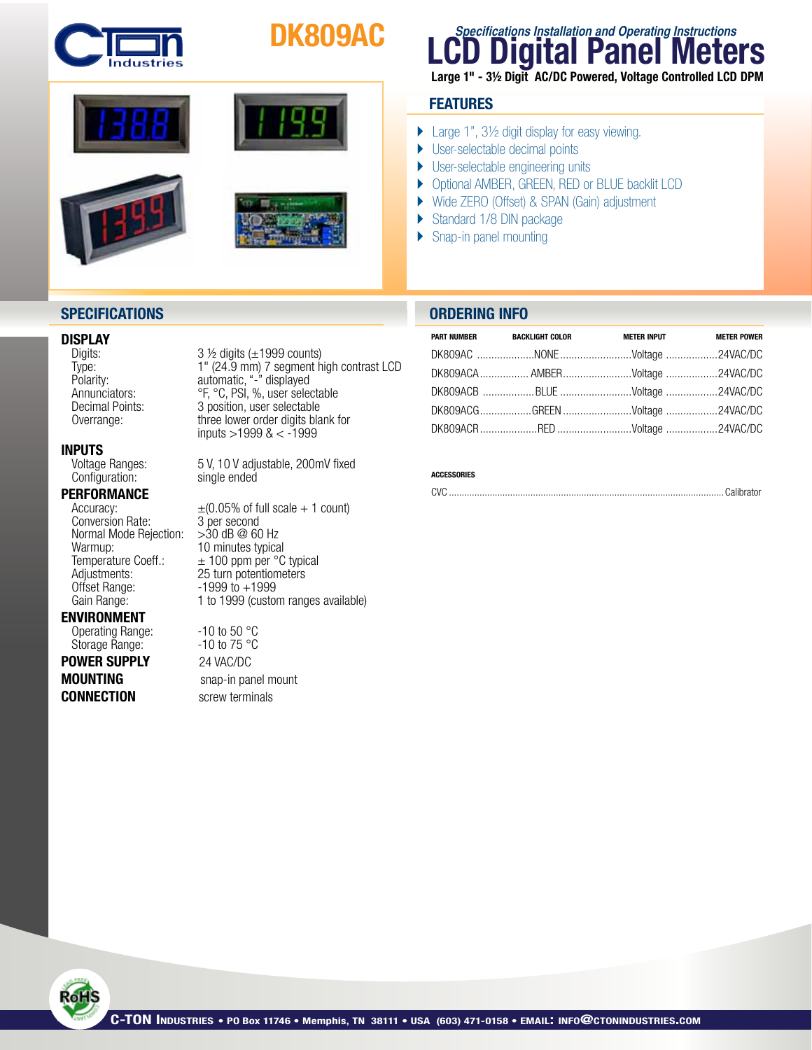# DK809AC

*Specifications Installation and Operating Instructions*

# LCD Digital Panel Meters

**Large 1" - 3½ Digit AC/DC Powered, Voltage Controlled LCD DPM**

## FEATURES

- Large 1", 3½ digit display for easy viewing.
- User-selectable decimal points
- User-selectable engineering units
- Optional AMBER, GREEN, RED or BLUE backlit LCD
- Wide ZERO (Offset) & SPAN (Gain) adjustment
- Standard 1/8 DIN package
- Snap-in panel mounting

## SPECIFICATIONS

### DISPLAY

| | |
|---|---|
| Digits: | 3 ½ digits (±1999 counts) |
| Type: | 1" (24.9 mm) 7 segment high contrast LCD |
| Polarity: | automatic, "-" displayed |
| Annunciators: | °F, °C, PSI, %, user selectable |
| Decimal Points: | 3 position, user selectable |
| Overrange: | three lower order digits blank for inputs >1999 & < -1999 |

### INPUTS

| | |
|---|---|
| Voltage Ranges: | 5 V, 10 V adjustable, 200mV fixed |
| Configuration: | single ended |

### PERFORMANCE

| | |
|---|---|
| Accuracy: | ±(0.05% of full scale + 1 count) |
| Conversion Rate: | 3 per second |
| Normal Mode Rejection: | >30 dB @ 60 Hz |
| Warmup: | 10 minutes typical |
| Temperature Coeff.: | ± 100 ppm per °C typical |
| Adjustments: | 25 turn potentiometers |
| Offset Range: | -1999 to +1999 |
| Gain Range: | 1 to 1999 (custom ranges available) |

### ENVIRONMENT

| | |
|---|---|
| Operating Range: | -10 to 50 °C |
| Storage Range: | -10 to 75 °C |

**POWER SUPPLY** 24 VAC/DC

**MOUNTING** snap-in panel mount

**CONNECTION** screw terminals

## ORDERING INFO

| PART NUMBER | BACKLIGHT COLOR | METER INPUT | METER POWER |
|---|---|---|---|
| DK809AC | NONE | Voltage | 24VAC/DC |
| DK809ACA | AMBER | Voltage | 24VAC/DC |
| DK809ACB | BLUE | Voltage | 24VAC/DC |
| DK809ACG | GREEN | Voltage | 24VAC/DC |
| DK809ACR | RED | Voltage | 24VAC/DC |

**ACCESSORIES**

CVC ........................................ Calibrator

C-TON INDUSTRIES • PO Box 11746 • Memphis, TN 38111 • USA (603) 471-0158 • EMAIL: INFO@CTONINDUSTRIES.COM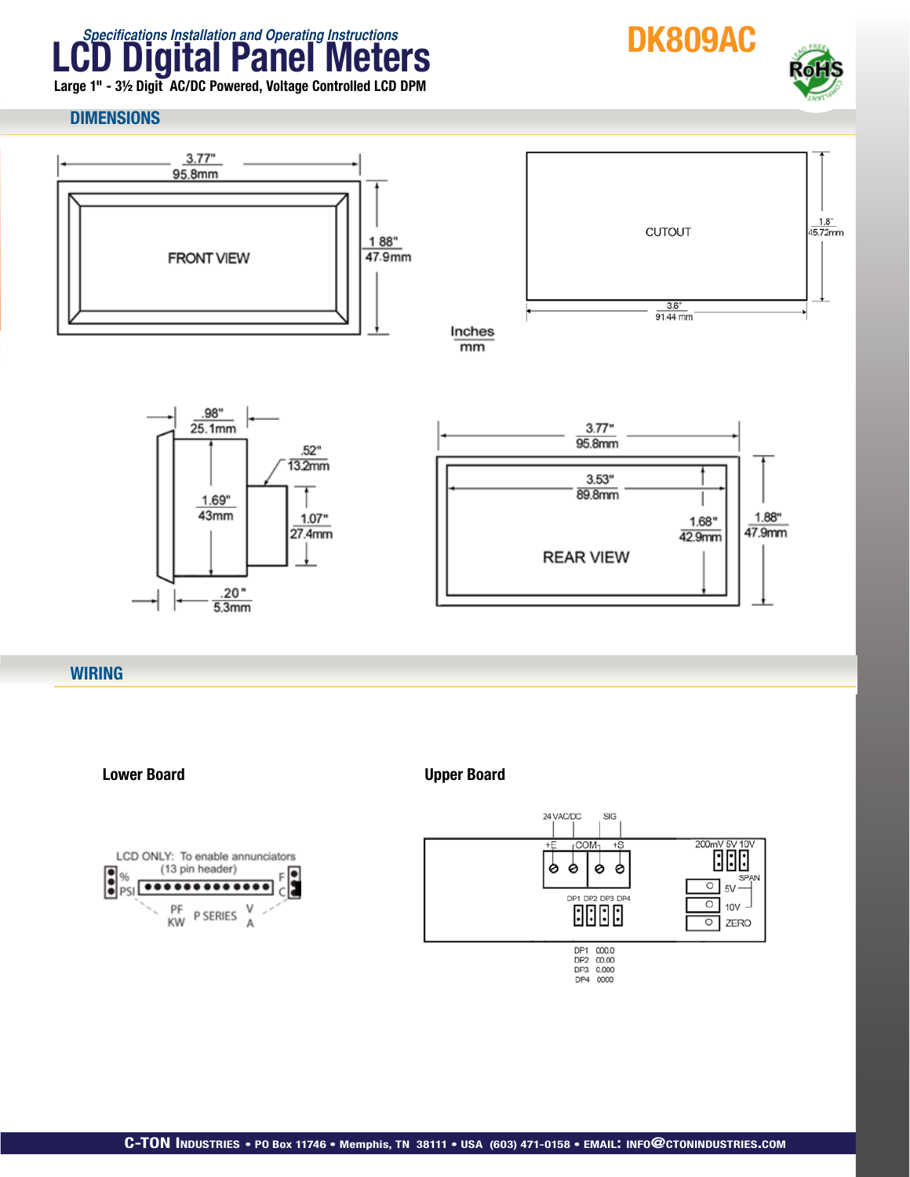*Specifications Installation and Operating Instructions*

# LCD Digital Panel Meters

**Large 1" - 3½ Digit AC/DC Powered, Voltage Controlled LCD DPM**

**DK809AC**

## DIMENSIONS

3.77"
95.8mm

FRONT VIEW

1.88"
47.9mm

CUTOUT

1.8"
45.72mm

3.6"
91.44 mm

Inches
mm

.98"
25.1mm

.52"
13.2mm

1.69"
43mm

1.07"
27.4mm

.20"
5.3mm

3.77"
95.8mm

3.53"
89.8mm

1.68"
42.9mm

1.88"
47.9mm

REAR VIEW

## WIRING

**Lower Board**

LCD ONLY: To enable annunciators (13 pin header)

% PSI F C

PF KW P SERIES V A

**Upper Board**

24 VAC/DC SIG

+E COM +S

200mV 5V 10V

SPAN

5V

10V

ZERO

DP1 DP2 DP3 DP4

DP1 000.0
DP2 00.00
DP3 0.000
DP4 0000

**C-TON Industries** • PO Box 11746 • Memphis, TN 38111 • USA (603) 471-0158 • EMAIL: INFO@CTONINDUSTRIES.COM